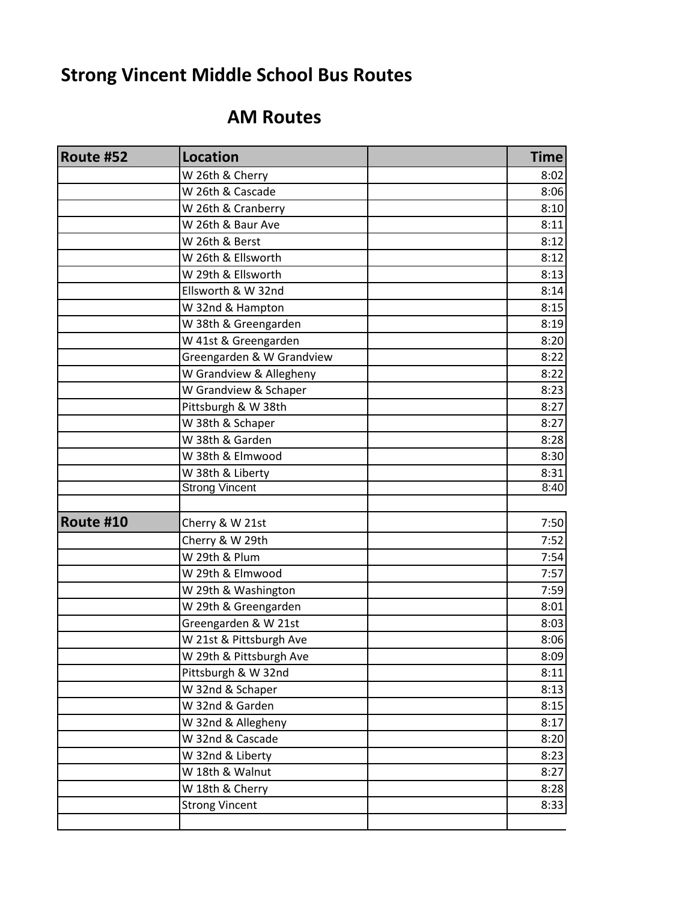# Strong Vincent Middle School Bus Routes

## AM Routes

| Route #52 | Location | | Time |
|---|---|---|---|
| | W 26th & Cherry | | 8:02 |
| | W 26th & Cascade | | 8:06 |
| | W 26th & Cranberry | | 8:10 |
| | W 26th & Baur Ave | | 8:11 |
| | W 26th & Berst | | 8:12 |
| | W 26th & Ellsworth | | 8:12 |
| | W 29th & Ellsworth | | 8:13 |
| | Ellsworth & W 32nd | | 8:14 |
| | W 32nd & Hampton | | 8:15 |
| | W 38th & Greengarden | | 8:19 |
| | W 41st & Greengarden | | 8:20 |
| | Greengarden & W Grandview | | 8:22 |
| | W Grandview & Allegheny | | 8:22 |
| | W Grandview & Schaper | | 8:23 |
| | Pittsburgh & W 38th | | 8:27 |
| | W 38th & Schaper | | 8:27 |
| | W 38th & Garden | | 8:28 |
| | W 38th & Elmwood | | 8:30 |
| | W 38th & Liberty | | 8:31 |
| | Strong Vincent | | 8:40 |
| | | | |
| **Route #10** | Cherry & W 21st | | 7:50 |
| | Cherry & W 29th | | 7:52 |
| | W 29th & Plum | | 7:54 |
| | W 29th & Elmwood | | 7:57 |
| | W 29th & Washington | | 7:59 |
| | W 29th & Greengarden | | 8:01 |
| | Greengarden & W 21st | | 8:03 |
| | W 21st & Pittsburgh Ave | | 8:06 |
| | W 29th & Pittsburgh Ave | | 8:09 |
| | Pittsburgh & W 32nd | | 8:11 |
| | W 32nd & Schaper | | 8:13 |
| | W 32nd & Garden | | 8:15 |
| | W 32nd & Allegheny | | 8:17 |
| | W 32nd & Cascade | | 8:20 |
| | W 32nd & Liberty | | 8:23 |
| | W 18th & Walnut | | 8:27 |
| | W 18th & Cherry | | 8:28 |
| | Strong Vincent | | 8:33 |
| | | | |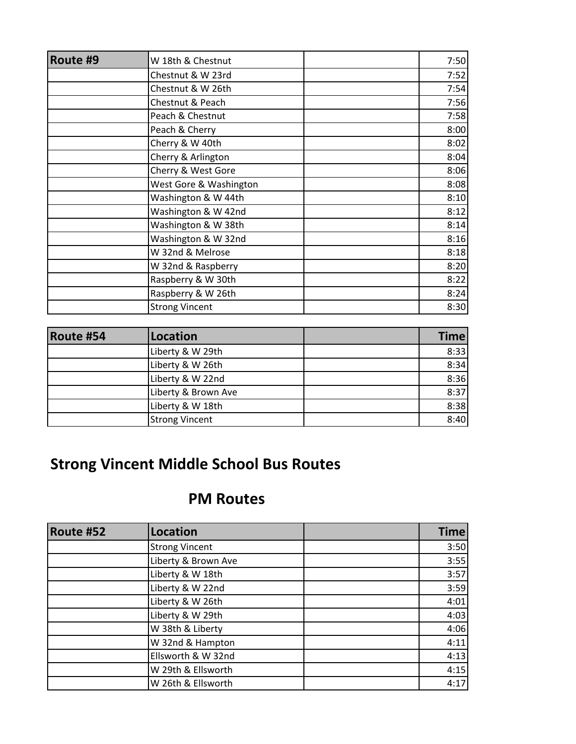| Route #9 | W 18th & Chestnut | | 7:50 |
|---|---|---|---|
| | Chestnut & W 23rd | | 7:52 |
| | Chestnut & W 26th | | 7:54 |
| | Chestnut & Peach | | 7:56 |
| | Peach & Chestnut | | 7:58 |
| | Peach & Cherry | | 8:00 |
| | Cherry & W 40th | | 8:02 |
| | Cherry & Arlington | | 8:04 |
| | Cherry & West Gore | | 8:06 |
| | West Gore & Washington | | 8:08 |
| | Washington & W 44th | | 8:10 |
| | Washington & W 42nd | | 8:12 |
| | Washington & W 38th | | 8:14 |
| | Washington & W 32nd | | 8:16 |
| | W 32nd & Melrose | | 8:18 |
| | W 32nd & Raspberry | | 8:20 |
| | Raspberry & W 30th | | 8:22 |
| | Raspberry & W 26th | | 8:24 |
| | Strong Vincent | | 8:30 |

| Route #54 | Location | | Time |
|---|---|---|---|
| | Liberty & W 29th | | 8:33 |
| | Liberty & W 26th | | 8:34 |
| | Liberty & W 22nd | | 8:36 |
| | Liberty & Brown Ave | | 8:37 |
| | Liberty & W 18th | | 8:38 |
| | Strong Vincent | | 8:40 |

# Strong Vincent Middle School Bus Routes

## PM Routes

| Route #52 | Location | | Time |
|---|---|---|---|
| | Strong Vincent | | 3:50 |
| | Liberty & Brown Ave | | 3:55 |
| | Liberty & W 18th | | 3:57 |
| | Liberty & W 22nd | | 3:59 |
| | Liberty & W 26th | | 4:01 |
| | Liberty & W 29th | | 4:03 |
| | W 38th & Liberty | | 4:06 |
| | W 32nd & Hampton | | 4:11 |
| | Ellsworth & W 32nd | | 4:13 |
| | W 29th & Ellsworth | | 4:15 |
| | W 26th & Ellsworth | | 4:17 |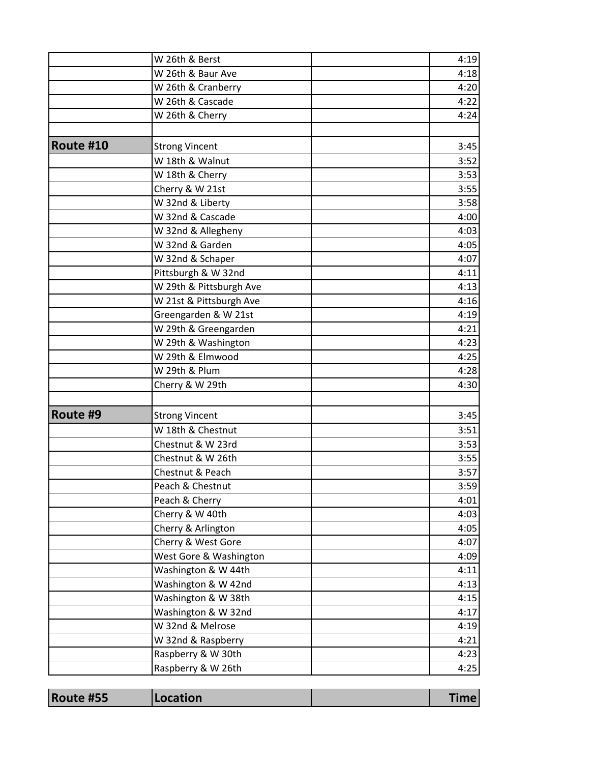| | | | |
|---|---|---|---|
| | W 26th & Berst | | 4:19 |
| | W 26th & Baur Ave | | 4:18 |
| | W 26th & Cranberry | | 4:20 |
| | W 26th & Cascade | | 4:22 |
| | W 26th & Cherry | | 4:24 |
| | | | |
| **Route #10** | Strong Vincent | | 3:45 |
| | W 18th & Walnut | | 3:52 |
| | W 18th & Cherry | | 3:53 |
| | Cherry & W 21st | | 3:55 |
| | W 32nd & Liberty | | 3:58 |
| | W 32nd & Cascade | | 4:00 |
| | W 32nd & Allegheny | | 4:03 |
| | W 32nd & Garden | | 4:05 |
| | W 32nd & Schaper | | 4:07 |
| | Pittsburgh & W 32nd | | 4:11 |
| | W 29th & Pittsburgh Ave | | 4:13 |
| | W 21st & Pittsburgh Ave | | 4:16 |
| | Greengarden & W 21st | | 4:19 |
| | W 29th & Greengarden | | 4:21 |
| | W 29th & Washington | | 4:23 |
| | W 29th & Elmwood | | 4:25 |
| | W 29th & Plum | | 4:28 |
| | Cherry & W 29th | | 4:30 |
| | | | |
| **Route #9** | Strong Vincent | | 3:45 |
| | W 18th & Chestnut | | 3:51 |
| | Chestnut & W 23rd | | 3:53 |
| | Chestnut & W 26th | | 3:55 |
| | Chestnut & Peach | | 3:57 |
| | Peach & Chestnut | | 3:59 |
| | Peach & Cherry | | 4:01 |
| | Cherry & W 40th | | 4:03 |
| | Cherry & Arlington | | 4:05 |
| | Cherry & West Gore | | 4:07 |
| | West Gore & Washington | | 4:09 |
| | Washington & W 44th | | 4:11 |
| | Washington & W 42nd | | 4:13 |
| | Washington & W 38th | | 4:15 |
| | Washington & W 32nd | | 4:17 |
| | W 32nd & Melrose | | 4:19 |
| | W 32nd & Raspberry | | 4:21 |
| | Raspberry & W 30th | | 4:23 |
| | Raspberry & W 26th | | 4:25 |

| Route #55 | Location | | Time |
|---|---|---|---|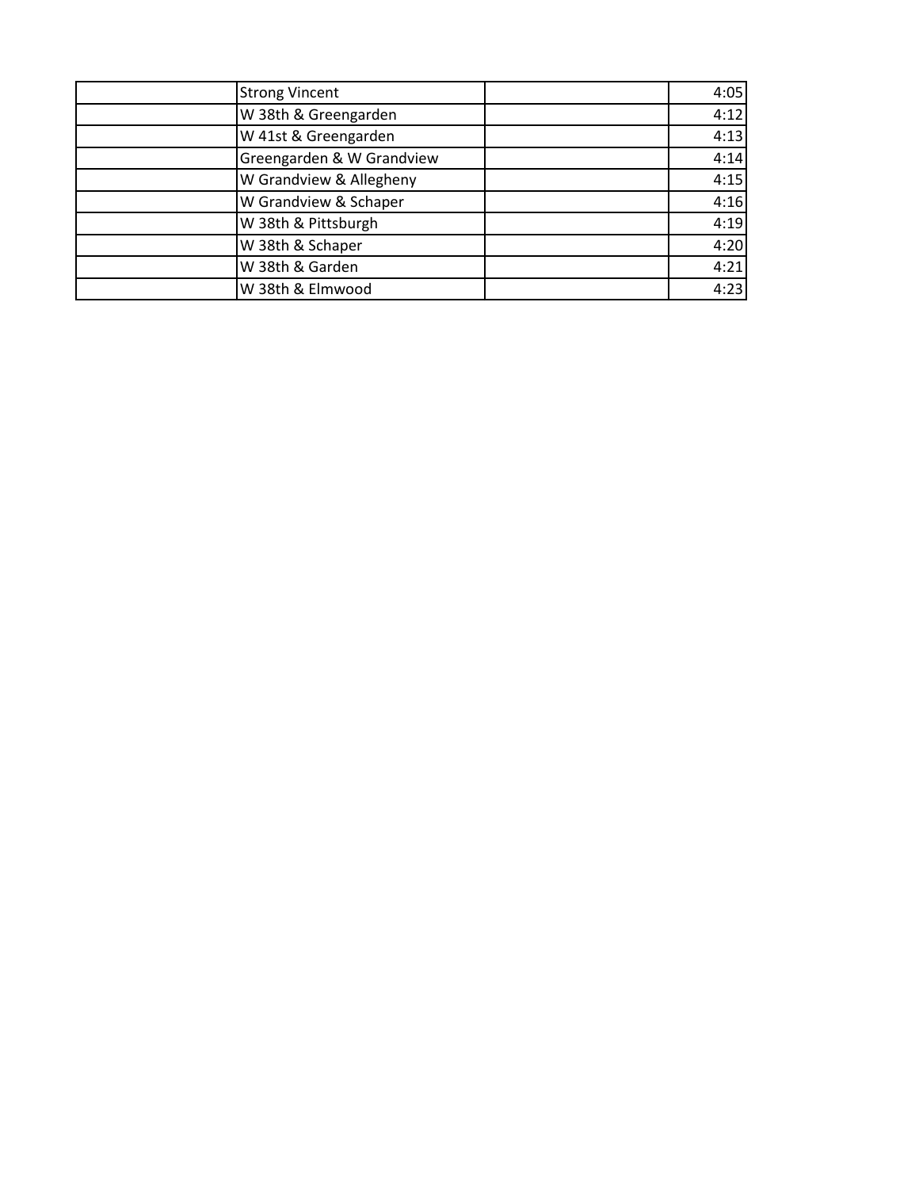| | | | |
|---|---|---|---|
| | Strong Vincent | | 4:05 |
| | W 38th & Greengarden | | 4:12 |
| | W 41st & Greengarden | | 4:13 |
| | Greengarden & W Grandview | | 4:14 |
| | W Grandview & Allegheny | | 4:15 |
| | W Grandview & Schaper | | 4:16 |
| | W 38th & Pittsburgh | | 4:19 |
| | W 38th & Schaper | | 4:20 |
| | W 38th & Garden | | 4:21 |
| | W 38th & Elmwood | | 4:23 |